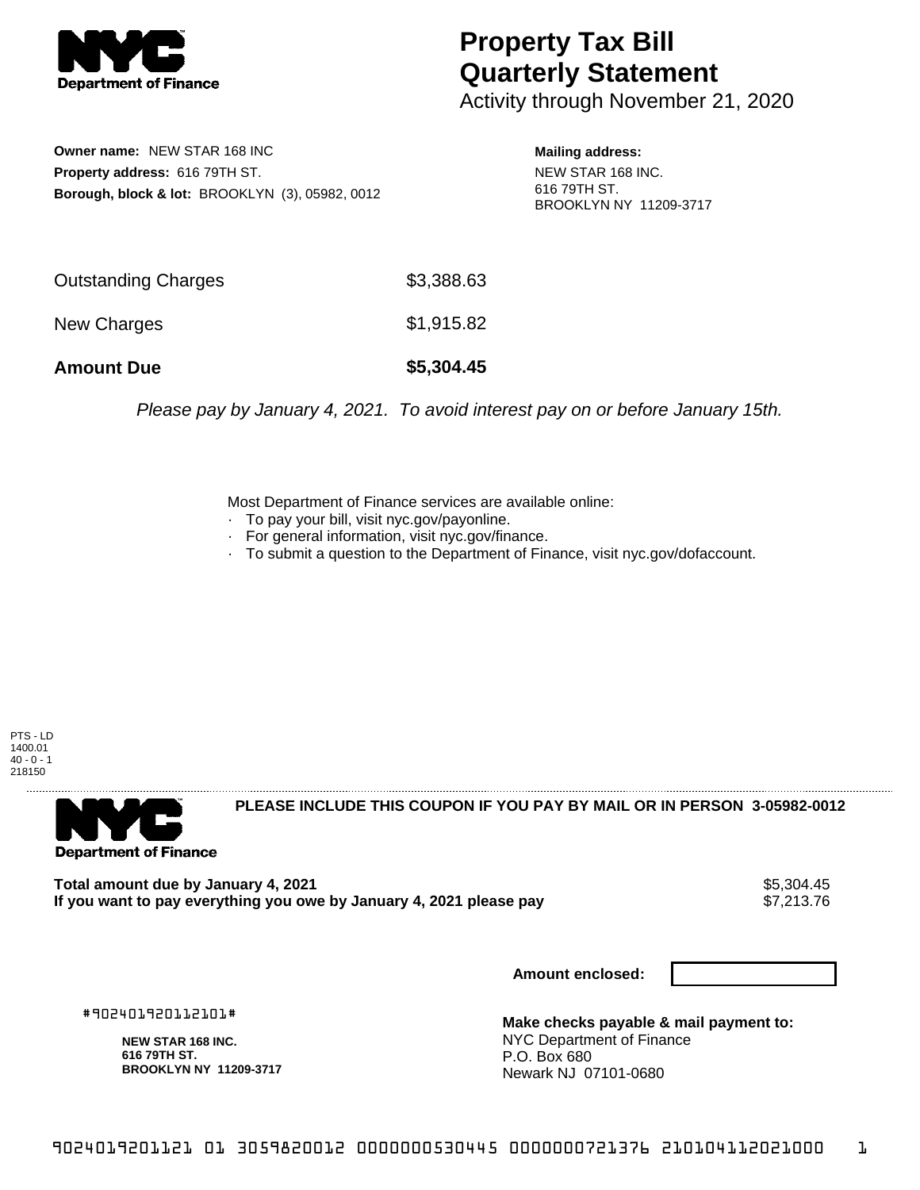# Property Tax Bill Quarterly Statement

Activity through November 21, 2020

**Owner name:** NEW STAR 168 INC
**Property address:** 616 79TH ST.
**Borough, block & lot:** BROOKLYN (3), 05982, 0012

**Mailing address:**
NEW STAR 168 INC.
616 79TH ST.
BROOKLYN NY 11209-3717

| | |
|---|---|
| Outstanding Charges | $3,388.63 |
| New Charges | $1,915.82 |
| **Amount Due** | **$5,304.45** |

*Please pay by January 4, 2021. To avoid interest pay on or before January 15th.*

Most Department of Finance services are available online:
- To pay your bill, visit nyc.gov/payonline.
- For general information, visit nyc.gov/finance.
- To submit a question to the Department of Finance, visit nyc.gov/dofaccount.

PTS - LD
1400.01
40 - 0 - 1
218150

**PLEASE INCLUDE THIS COUPON IF YOU PAY BY MAIL OR IN PERSON 3-05982-0012**

| | |
|---|---|
| **Total amount due by January 4, 2021** | $5,304.45 |
| **If you want to pay everything you owe by January 4, 2021 please pay** | $7,213.76 |

**Amount enclosed:**

#902401920112101#

**NEW STAR 168 INC.**
**616 79TH ST.**
**BROOKLYN NY 11209-3717**

**Make checks payable & mail payment to:**
NYC Department of Finance
P.O. Box 680
Newark NJ 07101-0680

9024019201121 01 3059820012 0000000530445 0000000721376 210104112021000 1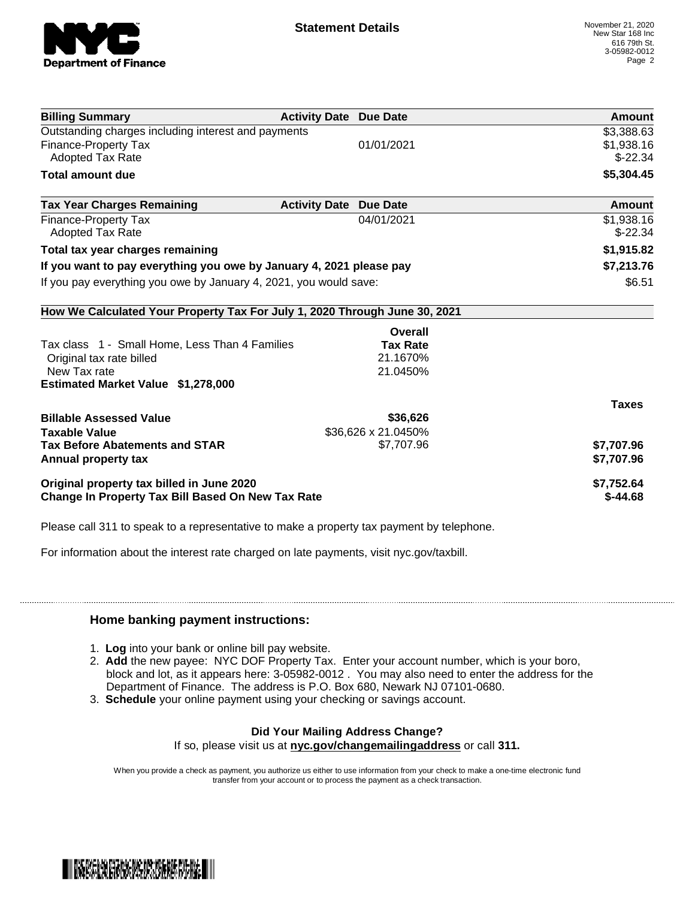# Statement Details

November 21, 2020
New Star 168 Inc
616 79th St.
3-05982-0012

| Billing Summary | Activity Date | Due Date | Amount |
|---|---|---|---|
| Outstanding charges including interest and payments | | | $3,388.63 |
| Finance-Property Tax | | 01/01/2021 | $1,938.16 |
| Adopted Tax Rate | | | $-22.34 |
| **Total amount due** | | | **$5,304.45** |

| Tax Year Charges Remaining | Activity Date | Due Date | Amount |
|---|---|---|---|
| Finance-Property Tax | | 04/01/2021 | $1,938.16 |
| Adopted Tax Rate | | | $-22.34 |
| **Total tax year charges remaining** | | | **$1,915.82** |
| **If you want to pay everything you owe by January 4, 2021 please pay** | | | **$7,213.76** |
| If you pay everything you owe by January 4, 2021, you would save: | | | $6.51 |

## How We Calculated Your Property Tax For July 1, 2020 Through June 30, 2021

| | Overall Tax Rate | |
|---|---|---|
| Tax class 1 - Small Home, Less Than 4 Families | | |
| Original tax rate billed | 21.1670% | |
| New Tax rate | 21.0450% | |
| **Estimated Market Value $1,278,000** | | |
| | | **Taxes** |
| **Billable Assessed Value** | **$36,626** | |
| **Taxable Value** | $36,626 x 21.0450% | |
| **Tax Before Abatements and STAR** | $7,707.96 | **$7,707.96** |
| **Annual property tax** | | **$7,707.96** |
| **Original property tax billed in June 2020** | | **$7,752.64** |
| **Change In Property Tax Bill Based On New Tax Rate** | | **$-44.68** |

Please call 311 to speak to a representative to make a property tax payment by telephone.

For information about the interest rate charged on late payments, visit nyc.gov/taxbill.

### Home banking payment instructions:

1. **Log** into your bank or online bill pay website.
2. **Add** the new payee: NYC DOF Property Tax. Enter your account number, which is your boro, block and lot, as it appears here: 3-05982-0012 . You may also need to enter the address for the Department of Finance. The address is P.O. Box 680, Newark NJ 07101-0680.
3. **Schedule** your online payment using your checking or savings account.

**Did Your Mailing Address Change?**

If so, please visit us at **nyc.gov/changemailingaddress** or call **311.**

When you provide a check as payment, you authorize us either to use information from your check to make a one-time electronic fund transfer from your account or to process the payment as a check transaction.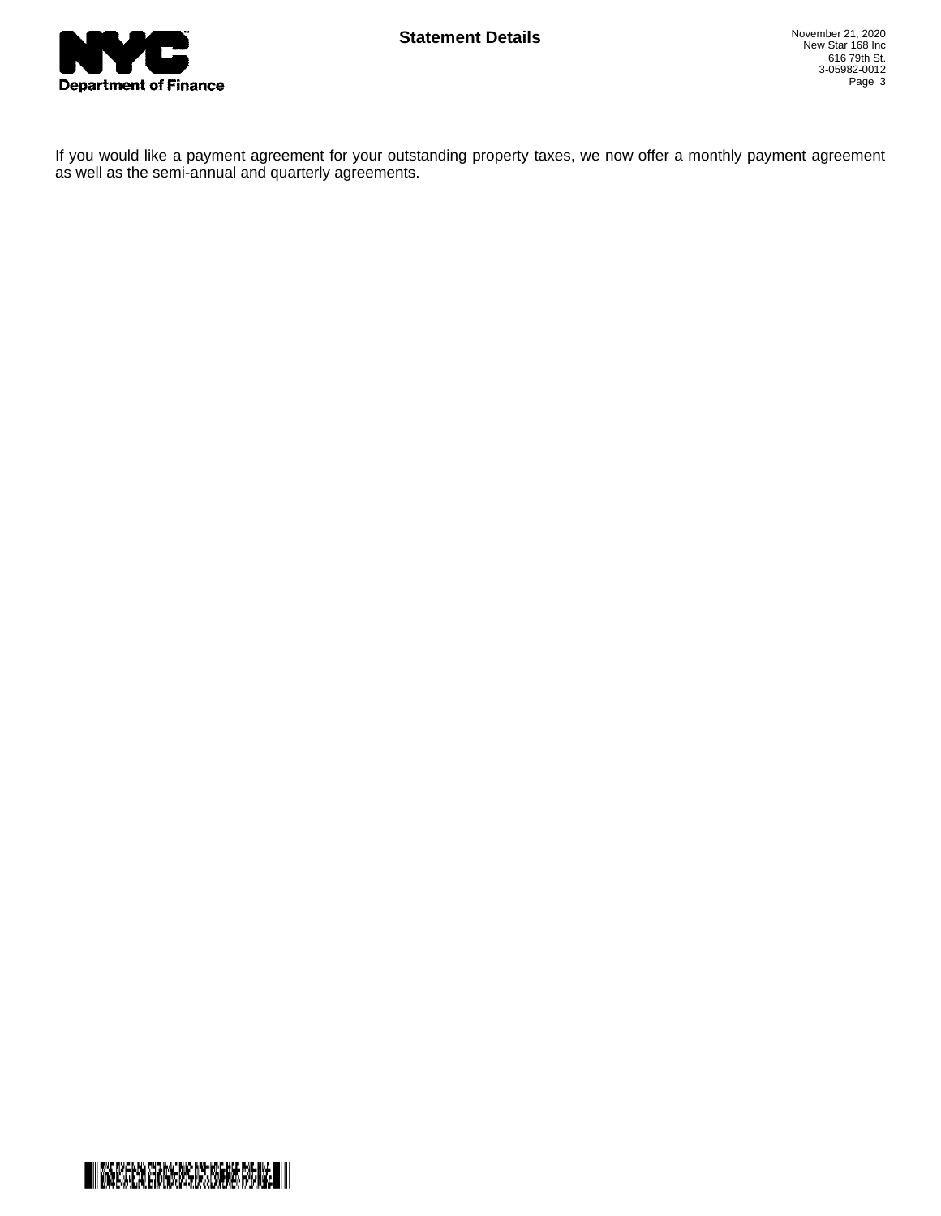If you would like a payment agreement for your outstanding property taxes, we now offer a monthly payment agreement as well as the semi-annual and quarterly agreements.